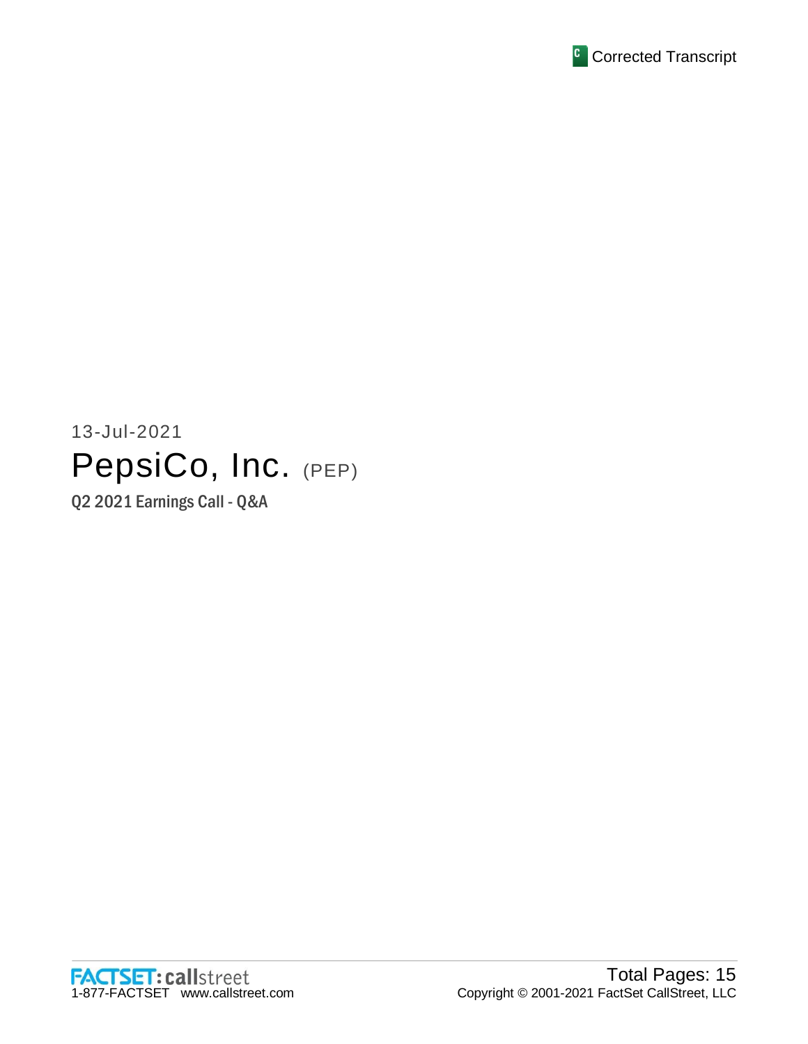Corrected Transcript

13-Jul-2021

# PepsiCo, Inc. (PEP)

## Q2 2021 Earnings Call - Q&A

FACTSET: callstreet
1-877-FACTSET www.callstreet.com

Total Pages: 15
Copyright © 2001-2021 FactSet CallStreet, LLC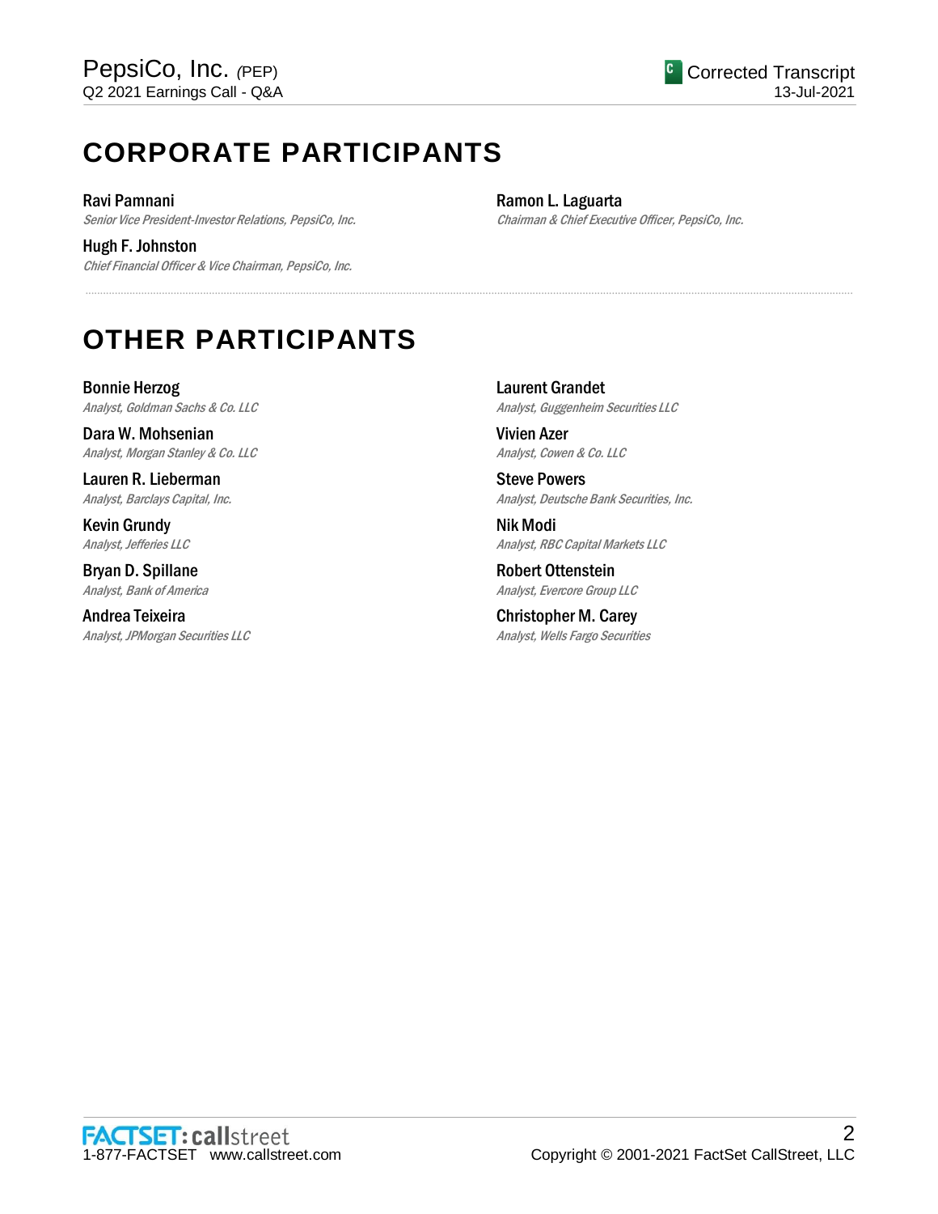# CORPORATE PARTICIPANTS

**Ravi Pamnani**
*Senior Vice President-Investor Relations, PepsiCo, Inc.*

**Hugh F. Johnston**
*Chief Financial Officer & Vice Chairman, PepsiCo, Inc.*

**Ramon L. Laguarta**
*Chairman & Chief Executive Officer, PepsiCo, Inc.*

# OTHER PARTICIPANTS

**Bonnie Herzog**
*Analyst, Goldman Sachs & Co. LLC*

**Dara W. Mohsenian**
*Analyst, Morgan Stanley & Co. LLC*

**Lauren R. Lieberman**
*Analyst, Barclays Capital, Inc.*

**Kevin Grundy**
*Analyst, Jefferies LLC*

**Bryan D. Spillane**
*Analyst, Bank of America*

**Andrea Teixeira**
*Analyst, JPMorgan Securities LLC*

**Laurent Grandet**
*Analyst, Guggenheim Securities LLC*

**Vivien Azer**
*Analyst, Cowen & Co. LLC*

**Steve Powers**
*Analyst, Deutsche Bank Securities, Inc.*

**Nik Modi**
*Analyst, RBC Capital Markets LLC*

**Robert Ottenstein**
*Analyst, Evercore Group LLC*

**Christopher M. Carey**
*Analyst, Wells Fargo Securities*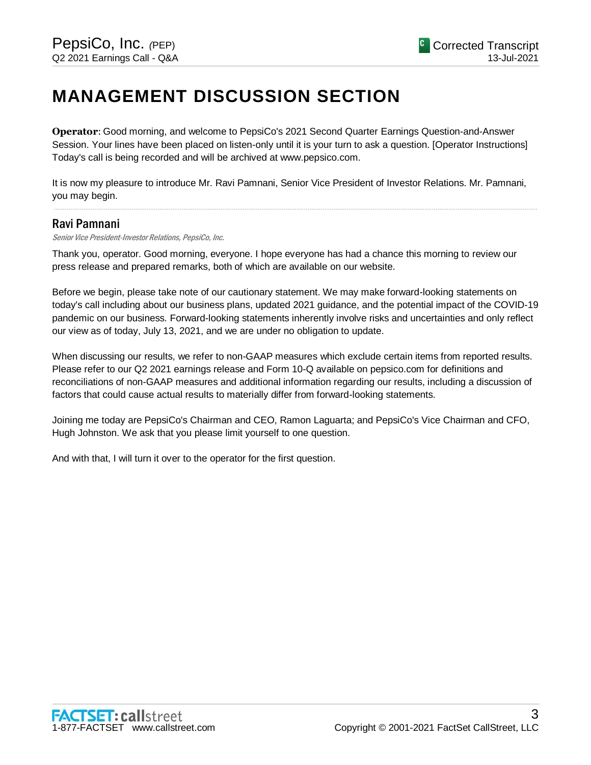# MANAGEMENT DISCUSSION SECTION

**Operator**: Good morning, and welcome to PepsiCo's 2021 Second Quarter Earnings Question-and-Answer Session. Your lines have been placed on listen-only until it is your turn to ask a question. [Operator Instructions] Today's call is being recorded and will be archived at www.pepsico.com.

It is now my pleasure to introduce Mr. Ravi Pamnani, Senior Vice President of Investor Relations. Mr. Pamnani, you may begin.

---

## Ravi Pamnani

*Senior Vice President-Investor Relations, PepsiCo, Inc.*

Thank you, operator. Good morning, everyone. I hope everyone has had a chance this morning to review our press release and prepared remarks, both of which are available on our website.

Before we begin, please take note of our cautionary statement. We may make forward-looking statements on today's call including about our business plans, updated 2021 guidance, and the potential impact of the COVID-19 pandemic on our business. Forward-looking statements inherently involve risks and uncertainties and only reflect our view as of today, July 13, 2021, and we are under no obligation to update.

When discussing our results, we refer to non-GAAP measures which exclude certain items from reported results. Please refer to our Q2 2021 earnings release and Form 10-Q available on pepsico.com for definitions and reconciliations of non-GAAP measures and additional information regarding our results, including a discussion of factors that could cause actual results to materially differ from forward-looking statements.

Joining me today are PepsiCo's Chairman and CEO, Ramon Laguarta; and PepsiCo's Vice Chairman and CFO, Hugh Johnston. We ask that you please limit yourself to one question.

And with that, I will turn it over to the operator for the first question.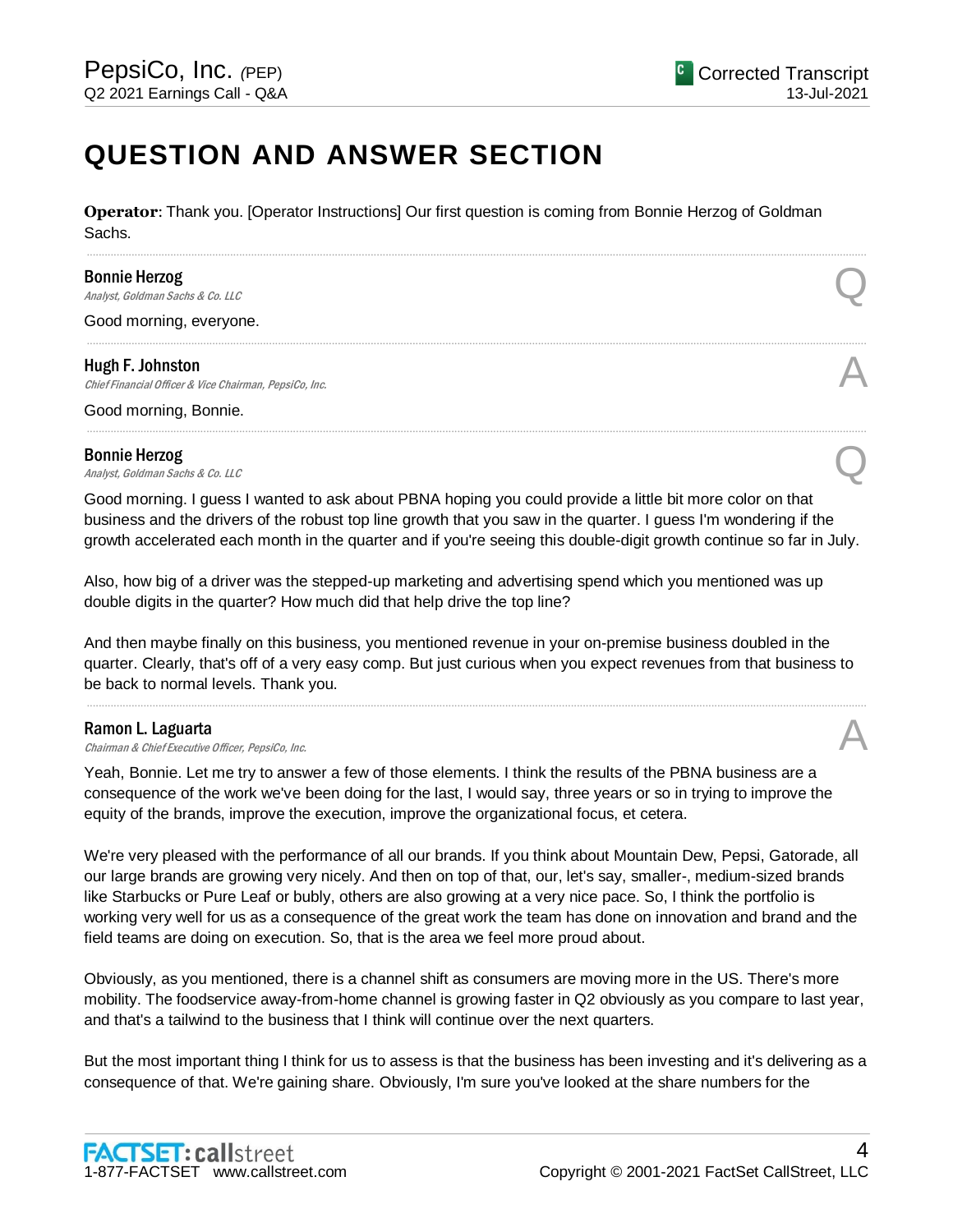# QUESTION AND ANSWER SECTION

**Operator**: Thank you. [Operator Instructions] Our first question is coming from Bonnie Herzog of Goldman Sachs.

---

**Bonnie Herzog**
*Analyst, Goldman Sachs & Co. LLC* — Q

Good morning, everyone.

---

**Hugh F. Johnston**
*Chief Financial Officer & Vice Chairman, PepsiCo, Inc.* — A

Good morning, Bonnie.

---

**Bonnie Herzog**
*Analyst, Goldman Sachs & Co. LLC* — Q

Good morning. I guess I wanted to ask about PBNA hoping you could provide a little bit more color on that business and the drivers of the robust top line growth that you saw in the quarter. I guess I'm wondering if the growth accelerated each month in the quarter and if you're seeing this double-digit growth continue so far in July.

Also, how big of a driver was the stepped-up marketing and advertising spend which you mentioned was up double digits in the quarter? How much did that help drive the top line?

And then maybe finally on this business, you mentioned revenue in your on-premise business doubled in the quarter. Clearly, that's off of a very easy comp. But just curious when you expect revenues from that business to be back to normal levels. Thank you.

---

**Ramon L. Laguarta**
*Chairman & Chief Executive Officer, PepsiCo, Inc.* — A

Yeah, Bonnie. Let me try to answer a few of those elements. I think the results of the PBNA business are a consequence of the work we've been doing for the last, I would say, three years or so in trying to improve the equity of the brands, improve the execution, improve the organizational focus, et cetera.

We're very pleased with the performance of all our brands. If you think about Mountain Dew, Pepsi, Gatorade, all our large brands are growing very nicely. And then on top of that, our, let's say, smaller-, medium-sized brands like Starbucks or Pure Leaf or bubly, others are also growing at a very nice pace. So, I think the portfolio is working very well for us as a consequence of the great work the team has done on innovation and brand and the field teams are doing on execution. So, that is the area we feel more proud about.

Obviously, as you mentioned, there is a channel shift as consumers are moving more in the US. There's more mobility. The foodservice away-from-home channel is growing faster in Q2 obviously as you compare to last year, and that's a tailwind to the business that I think will continue over the next quarters.

But the most important thing I think for us to assess is that the business has been investing and it's delivering as a consequence of that. We're gaining share. Obviously, I'm sure you've looked at the share numbers for the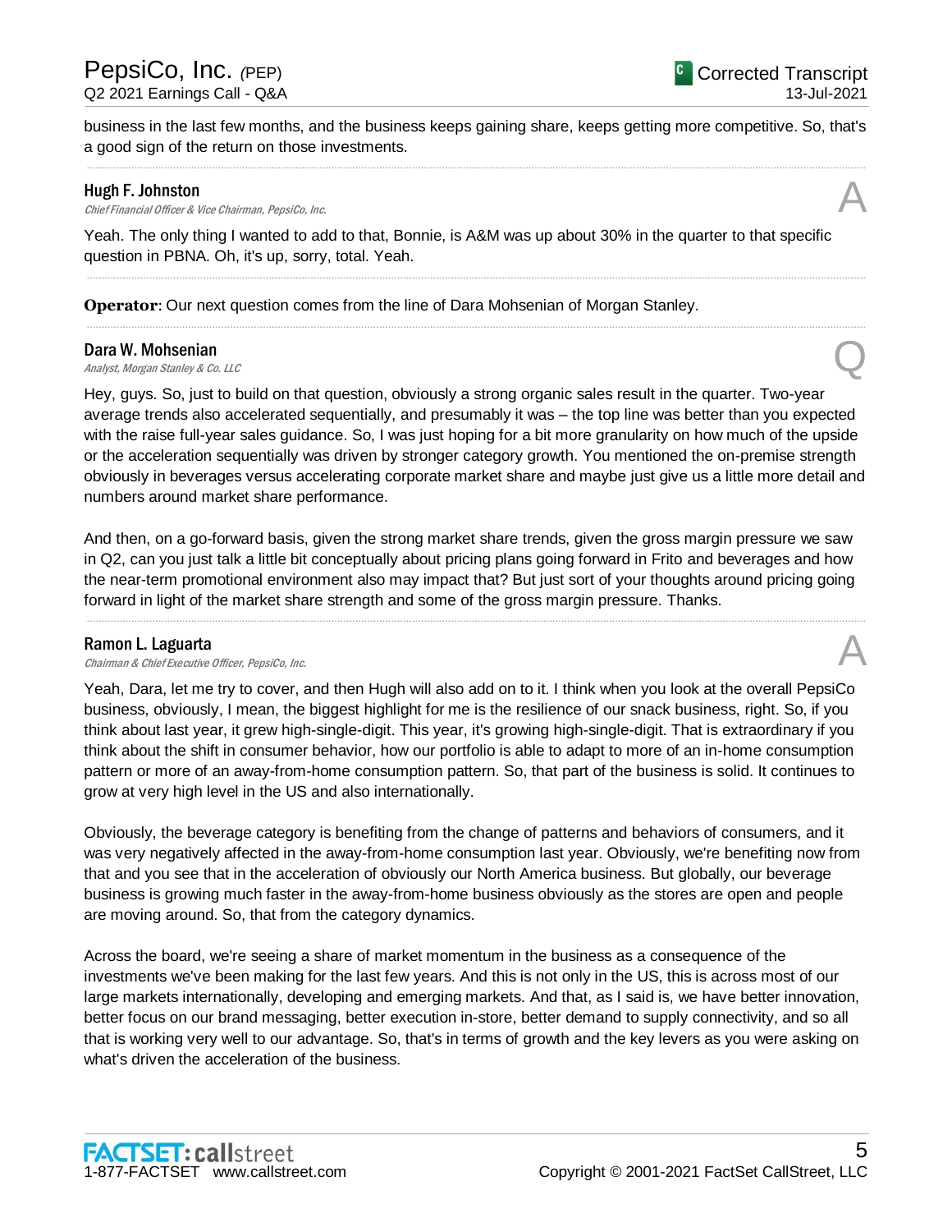business in the last few months, and the business keeps gaining share, keeps getting more competitive. So, that's a good sign of the return on those investments.

---

**Hugh F. Johnston**
*Chief Financial Officer & Vice Chairman, PepsiCo, Inc.* **A**

Yeah. The only thing I wanted to add to that, Bonnie, is A&M was up about 30% in the quarter to that specific question in PBNA. Oh, it's up, sorry, total. Yeah.

---

**Operator**: Our next question comes from the line of Dara Mohsenian of Morgan Stanley.

---

**Dara W. Mohsenian**
*Analyst, Morgan Stanley & Co. LLC* **Q**

Hey, guys. So, just to build on that question, obviously a strong organic sales result in the quarter. Two-year average trends also accelerated sequentially, and presumably it was – the top line was better than you expected with the raise full-year sales guidance. So, I was just hoping for a bit more granularity on how much of the upside or the acceleration sequentially was driven by stronger category growth. You mentioned the on-premise strength obviously in beverages versus accelerating corporate market share and maybe just give us a little more detail and numbers around market share performance.

And then, on a go-forward basis, given the strong market share trends, given the gross margin pressure we saw in Q2, can you just talk a little bit conceptually about pricing plans going forward in Frito and beverages and how the near-term promotional environment also may impact that? But just sort of your thoughts around pricing going forward in light of the market share strength and some of the gross margin pressure. Thanks.

---

**Ramon L. Laguarta**
*Chairman & Chief Executive Officer, PepsiCo, Inc.* **A**

Yeah, Dara, let me try to cover, and then Hugh will also add on to it. I think when you look at the overall PepsiCo business, obviously, I mean, the biggest highlight for me is the resilience of our snack business, right. So, if you think about last year, it grew high-single-digit. This year, it's growing high-single-digit. That is extraordinary if you think about the shift in consumer behavior, how our portfolio is able to adapt to more of an in-home consumption pattern or more of an away-from-home consumption pattern. So, that part of the business is solid. It continues to grow at very high level in the US and also internationally.

Obviously, the beverage category is benefiting from the change of patterns and behaviors of consumers, and it was very negatively affected in the away-from-home consumption last year. Obviously, we're benefiting now from that and you see that in the acceleration of obviously our North America business. But globally, our beverage business is growing much faster in the away-from-home business obviously as the stores are open and people are moving around. So, that from the category dynamics.

Across the board, we're seeing a share of market momentum in the business as a consequence of the investments we've been making for the last few years. And this is not only in the US, this is across most of our large markets internationally, developing and emerging markets. And that, as I said is, we have better innovation, better focus on our brand messaging, better execution in-store, better demand to supply connectivity, and so all that is working very well to our advantage. So, that's in terms of growth and the key levers as you were asking on what's driven the acceleration of the business.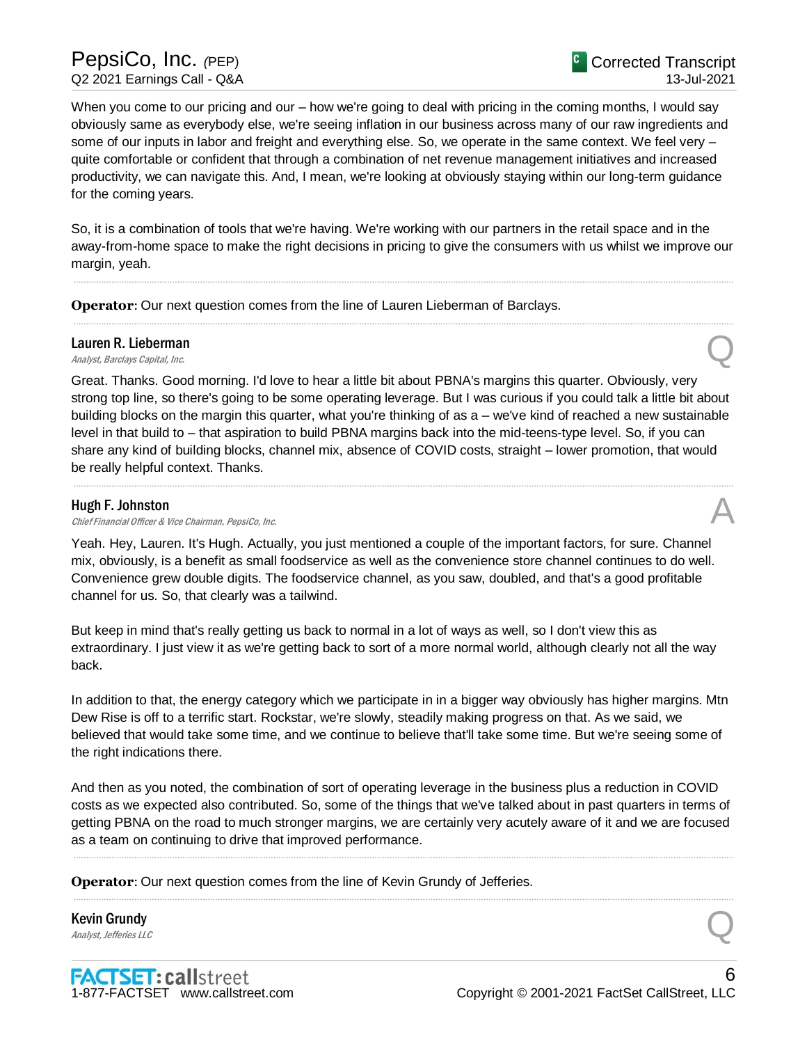When you come to our pricing and our – how we're going to deal with pricing in the coming months, I would say obviously same as everybody else, we're seeing inflation in our business across many of our raw ingredients and some of our inputs in labor and freight and everything else. So, we operate in the same context. We feel very – quite comfortable or confident that through a combination of net revenue management initiatives and increased productivity, we can navigate this. And, I mean, we're looking at obviously staying within our long-term guidance for the coming years.

So, it is a combination of tools that we're having. We're working with our partners in the retail space and in the away-from-home space to make the right decisions in pricing to give the consumers with us whilst we improve our margin, yeah.

---

**Operator**: Our next question comes from the line of Lauren Lieberman of Barclays.

---

**Lauren R. Lieberman**
*Analyst, Barclays Capital, Inc.* **Q**

Great. Thanks. Good morning. I'd love to hear a little bit about PBNA's margins this quarter. Obviously, very strong top line, so there's going to be some operating leverage. But I was curious if you could talk a little bit about building blocks on the margin this quarter, what you're thinking of as a – we've kind of reached a new sustainable level in that build to – that aspiration to build PBNA margins back into the mid-teens-type level. So, if you can share any kind of building blocks, channel mix, absence of COVID costs, straight – lower promotion, that would be really helpful context. Thanks.

---

**Hugh F. Johnston**
*Chief Financial Officer & Vice Chairman, PepsiCo, Inc.* **A**

Yeah. Hey, Lauren. It's Hugh. Actually, you just mentioned a couple of the important factors, for sure. Channel mix, obviously, is a benefit as small foodservice as well as the convenience store channel continues to do well. Convenience grew double digits. The foodservice channel, as you saw, doubled, and that's a good profitable channel for us. So, that clearly was a tailwind.

But keep in mind that's really getting us back to normal in a lot of ways as well, so I don't view this as extraordinary. I just view it as we're getting back to sort of a more normal world, although clearly not all the way back.

In addition to that, the energy category which we participate in in a bigger way obviously has higher margins. Mtn Dew Rise is off to a terrific start. Rockstar, we're slowly, steadily making progress on that. As we said, we believed that would take some time, and we continue to believe that'll take some time. But we're seeing some of the right indications there.

And then as you noted, the combination of sort of operating leverage in the business plus a reduction in COVID costs as we expected also contributed. So, some of the things that we've talked about in past quarters in terms of getting PBNA on the road to much stronger margins, we are certainly very acutely aware of it and we are focused as a team on continuing to drive that improved performance.

---

**Operator**: Our next question comes from the line of Kevin Grundy of Jefferies.

---

**Kevin Grundy**
*Analyst, Jefferies LLC* **Q**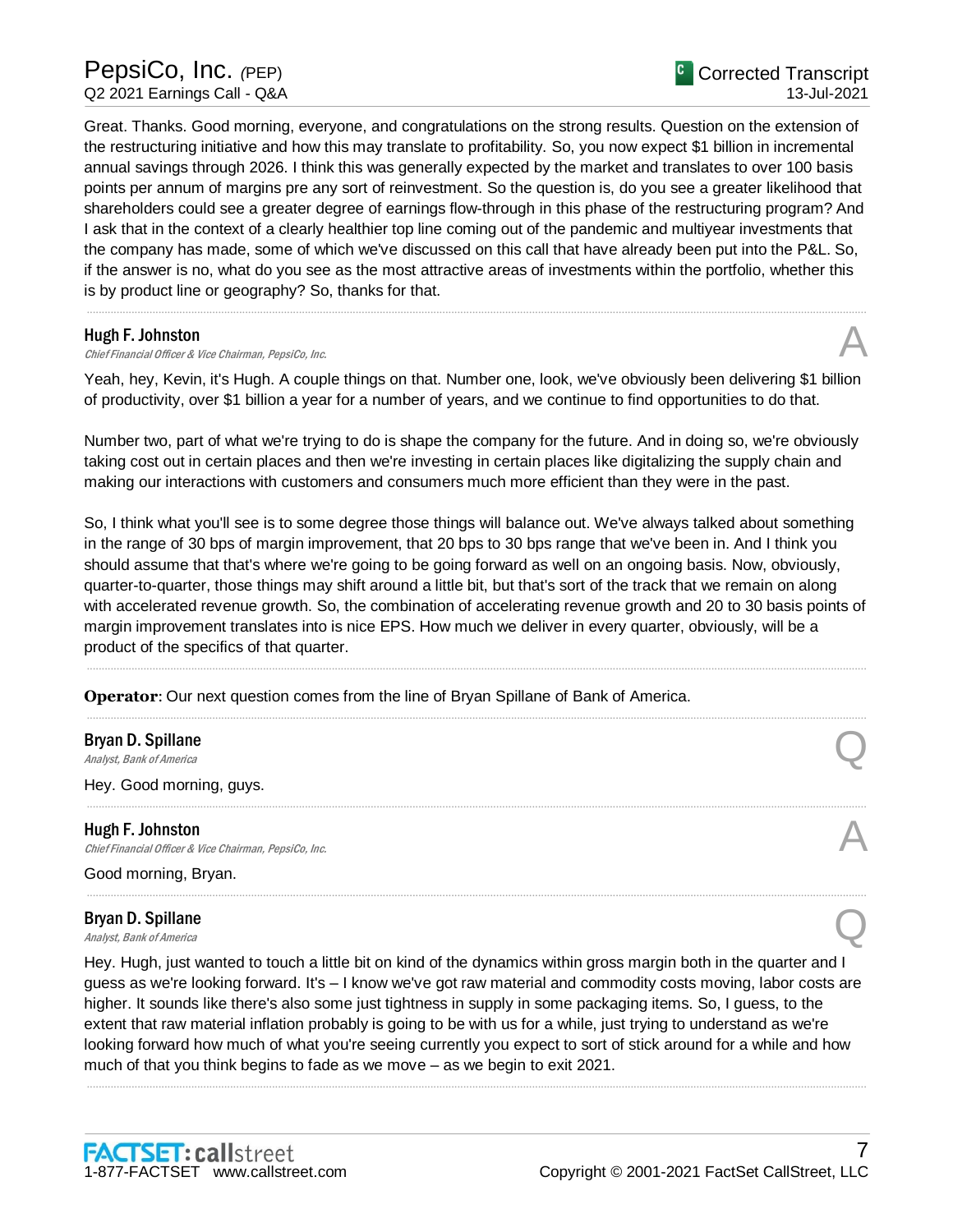Great. Thanks. Good morning, everyone, and congratulations on the strong results. Question on the extension of the restructuring initiative and how this may translate to profitability. So, you now expect $1 billion in incremental annual savings through 2026. I think this was generally expected by the market and translates to over 100 basis points per annum of margins pre any sort of reinvestment. So the question is, do you see a greater likelihood that shareholders could see a greater degree of earnings flow-through in this phase of the restructuring program? And I ask that in the context of a clearly healthier top line coming out of the pandemic and multiyear investments that the company has made, some of which we've discussed on this call that have already been put into the P&L. So, if the answer is no, what do you see as the most attractive areas of investments within the portfolio, whether this is by product line or geography? So, thanks for that.

---

**Hugh F. Johnston**
*Chief Financial Officer & Vice Chairman, PepsiCo, Inc.* — A

Yeah, hey, Kevin, it's Hugh. A couple things on that. Number one, look, we've obviously been delivering $1 billion of productivity, over $1 billion a year for a number of years, and we continue to find opportunities to do that.

Number two, part of what we're trying to do is shape the company for the future. And in doing so, we're obviously taking cost out in certain places and then we're investing in certain places like digitalizing the supply chain and making our interactions with customers and consumers much more efficient than they were in the past.

So, I think what you'll see is to some degree those things will balance out. We've always talked about something in the range of 30 bps of margin improvement, that 20 bps to 30 bps range that we've been in. And I think you should assume that that's where we're going to be going forward as well on an ongoing basis. Now, obviously, quarter-to-quarter, those things may shift around a little bit, but that's sort of the track that we remain on along with accelerated revenue growth. So, the combination of accelerating revenue growth and 20 to 30 basis points of margin improvement translates into nice EPS. How much we deliver in every quarter, obviously, will be a product of the specifics of that quarter.

---

**Operator**: Our next question comes from the line of Bryan Spillane of Bank of America.

---

**Bryan D. Spillane**
*Analyst, Bank of America* — Q

Hey. Good morning, guys.

---

**Hugh F. Johnston**
*Chief Financial Officer & Vice Chairman, PepsiCo, Inc.* — A

Good morning, Bryan.

---

**Bryan D. Spillane**
*Analyst, Bank of America* — Q

Hey. Hugh, just wanted to touch a little bit on kind of the dynamics within gross margin both in the quarter and I guess as we're looking forward. It's – I know we've got raw material and commodity costs moving, labor costs are higher. It sounds like there's also some just tightness in supply in some packaging items. So, I guess, to the extent that raw material inflation probably is going to be with us for a while, just trying to understand as we're looking forward how much of what you're seeing currently you expect to sort of stick around for a while and how much of that you think begins to fade as we move – as we begin to exit 2021.

---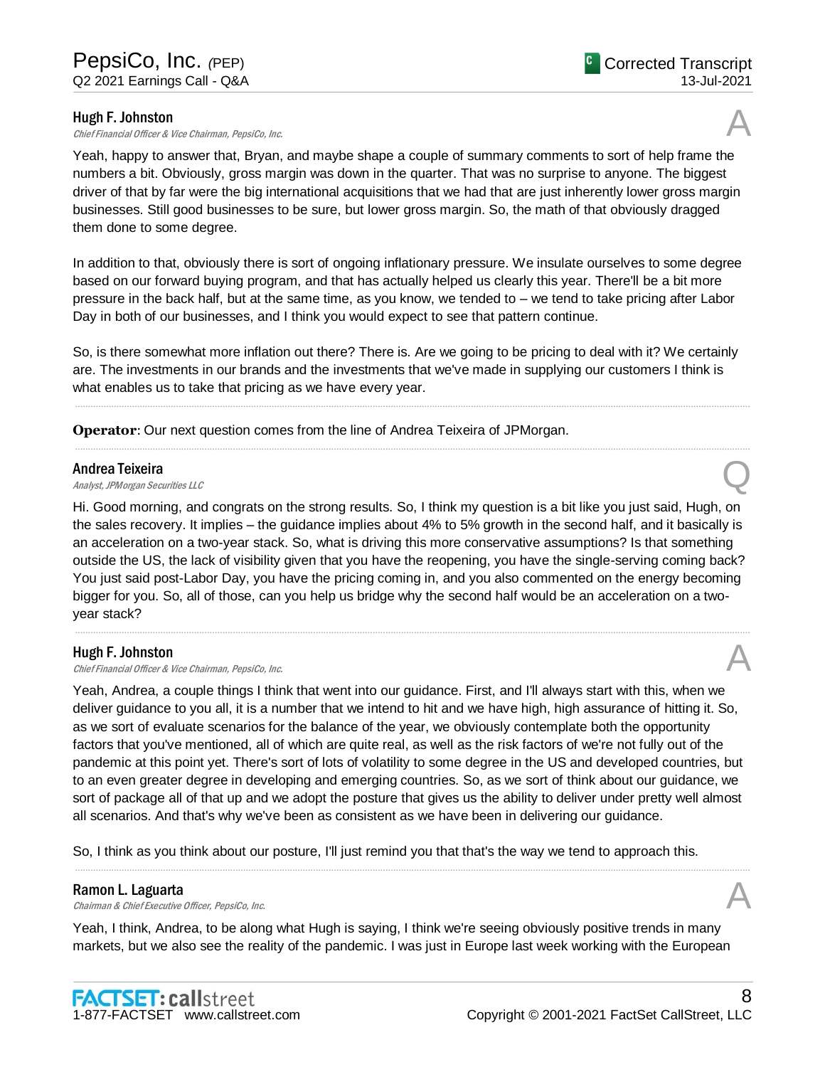**Hugh F. Johnston**
*Chief Financial Officer & Vice Chairman, PepsiCo, Inc.*

A

Yeah, happy to answer that, Bryan, and maybe shape a couple of summary comments to sort of help frame the numbers a bit. Obviously, gross margin was down in the quarter. That was no surprise to anyone. The biggest driver of that by far were the big international acquisitions that we had that are just inherently lower gross margin businesses. Still good businesses to be sure, but lower gross margin. So, the math of that obviously dragged them done to some degree.

In addition to that, obviously there is sort of ongoing inflationary pressure. We insulate ourselves to some degree based on our forward buying program, and that has actually helped us clearly this year. There'll be a bit more pressure in the back half, but at the same time, as you know, we tended to – we tend to take pricing after Labor Day in both of our businesses, and I think you would expect to see that pattern continue.

So, is there somewhat more inflation out there? There is. Are we going to be pricing to deal with it? We certainly are. The investments in our brands and the investments that we've made in supplying our customers I think is what enables us to take that pricing as we have every year.

---

**Operator**: Our next question comes from the line of Andrea Teixeira of JPMorgan.

---

**Andrea Teixeira**
*Analyst, JPMorgan Securities LLC*

Q

Hi. Good morning, and congrats on the strong results. So, I think my question is a bit like you just said, Hugh, on the sales recovery. It implies – the guidance implies about 4% to 5% growth in the second half, and it basically is an acceleration on a two-year stack. So, what is driving this more conservative assumptions? Is that something outside the US, the lack of visibility given that you have the reopening, you have the single-serving coming back? You just said post-Labor Day, you have the pricing coming in, and you also commented on the energy becoming bigger for you. So, all of those, can you help us bridge why the second half would be an acceleration on a two-year stack?

---

**Hugh F. Johnston**
*Chief Financial Officer & Vice Chairman, PepsiCo, Inc.*

A

Yeah, Andrea, a couple things I think that went into our guidance. First, and I'll always start with this, when we deliver guidance to you all, it is a number that we intend to hit and we have high, high assurance of hitting it. So, as we sort of evaluate scenarios for the balance of the year, we obviously contemplate both the opportunity factors that you've mentioned, all of which are quite real, as well as the risk factors of we're not fully out of the pandemic at this point yet. There's sort of lots of volatility to some degree in the US and developed countries, but to an even greater degree in developing and emerging countries. So, as we sort of think about our guidance, we sort of package all of that up and we adopt the posture that gives us the ability to deliver under pretty well almost all scenarios. And that's why we've been as consistent as we have been in delivering our guidance.

So, I think as you think about our posture, I'll just remind you that that's the way we tend to approach this.

---

**Ramon L. Laguarta**
*Chairman & Chief Executive Officer, PepsiCo, Inc.*

A

Yeah, I think, Andrea, to be along what Hugh is saying, I think we're seeing obviously positive trends in many markets, but we also see the reality of the pandemic. I was just in Europe last week working with the European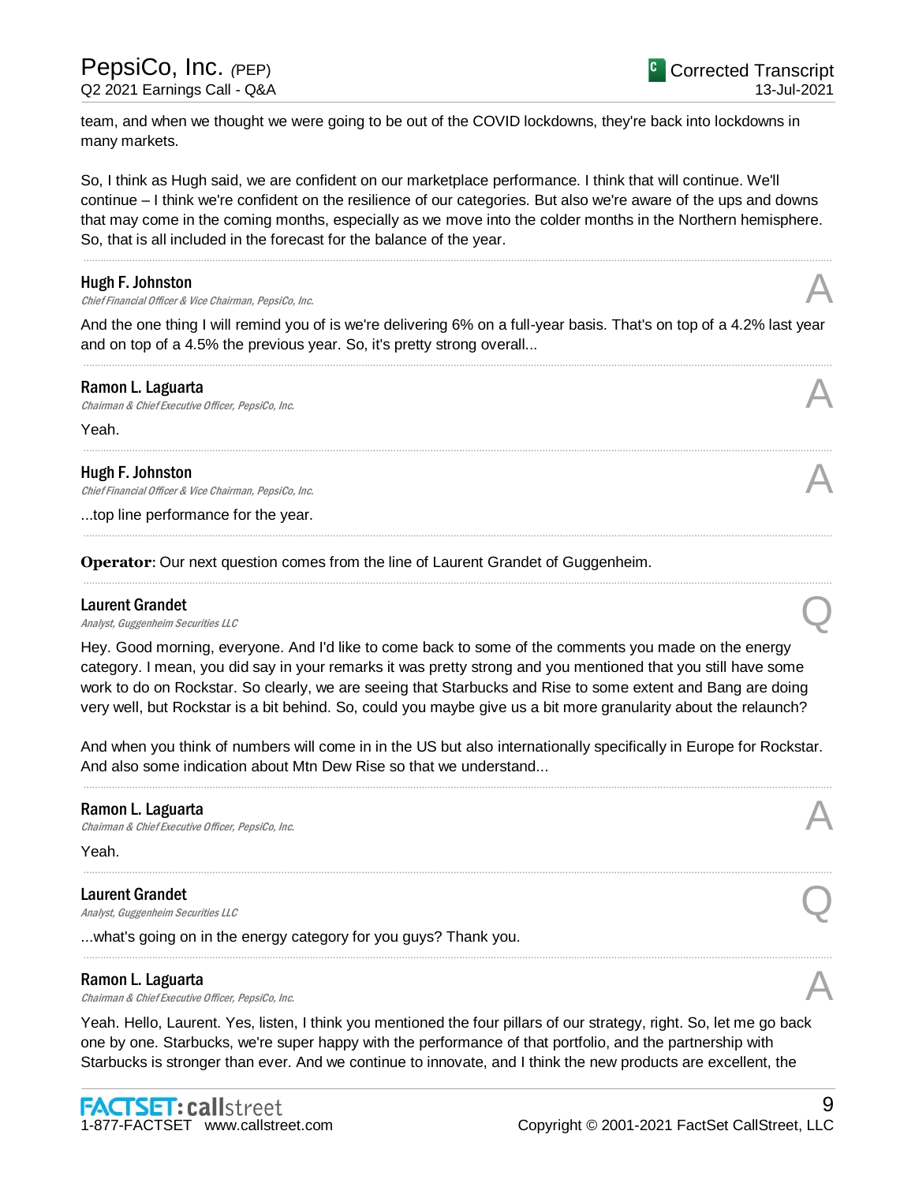team, and when we thought we were going to be out of the COVID lockdowns, they're back into lockdowns in many markets.

So, I think as Hugh said, we are confident on our marketplace performance. I think that will continue. We'll continue – I think we're confident on the resilience of our categories. But also we're aware of the ups and downs that may come in the coming months, especially as we move into the colder months in the Northern hemisphere. So, that is all included in the forecast for the balance of the year.

---

**Hugh F. Johnston**
*Chief Financial Officer & Vice Chairman, PepsiCo, Inc.* — A

And the one thing I will remind you of is we're delivering 6% on a full-year basis. That's on top of a 4.2% last year and on top of a 4.5% the previous year. So, it's pretty strong overall...

---

**Ramon L. Laguarta**
*Chairman & Chief Executive Officer, PepsiCo, Inc.* — A

Yeah.

---

**Hugh F. Johnston**
*Chief Financial Officer & Vice Chairman, PepsiCo, Inc.* — A

...top line performance for the year.

---

**Operator**: Our next question comes from the line of Laurent Grandet of Guggenheim.

---

**Laurent Grandet**
*Analyst, Guggenheim Securities LLC* — Q

Hey. Good morning, everyone. And I'd like to come back to some of the comments you made on the energy category. I mean, you did say in your remarks it was pretty strong and you mentioned that you still have some work to do on Rockstar. So clearly, we are seeing that Starbucks and Rise to some extent and Bang are doing very well, but Rockstar is a bit behind. So, could you maybe give us a bit more granularity about the relaunch?

And when you think of numbers will come in in the US but also internationally specifically in Europe for Rockstar. And also some indication about Mtn Dew Rise so that we understand...

---

**Ramon L. Laguarta**
*Chairman & Chief Executive Officer, PepsiCo, Inc.* — A

Yeah.

---

**Laurent Grandet**
*Analyst, Guggenheim Securities LLC* — Q

...what's going on in the energy category for you guys? Thank you.

---

**Ramon L. Laguarta**
*Chairman & Chief Executive Officer, PepsiCo, Inc.* — A

Yeah. Hello, Laurent. Yes, listen, I think you mentioned the four pillars of our strategy, right. So, let me go back one by one. Starbucks, we're super happy with the performance of that portfolio, and the partnership with Starbucks is stronger than ever. And we continue to innovate, and I think the new products are excellent, the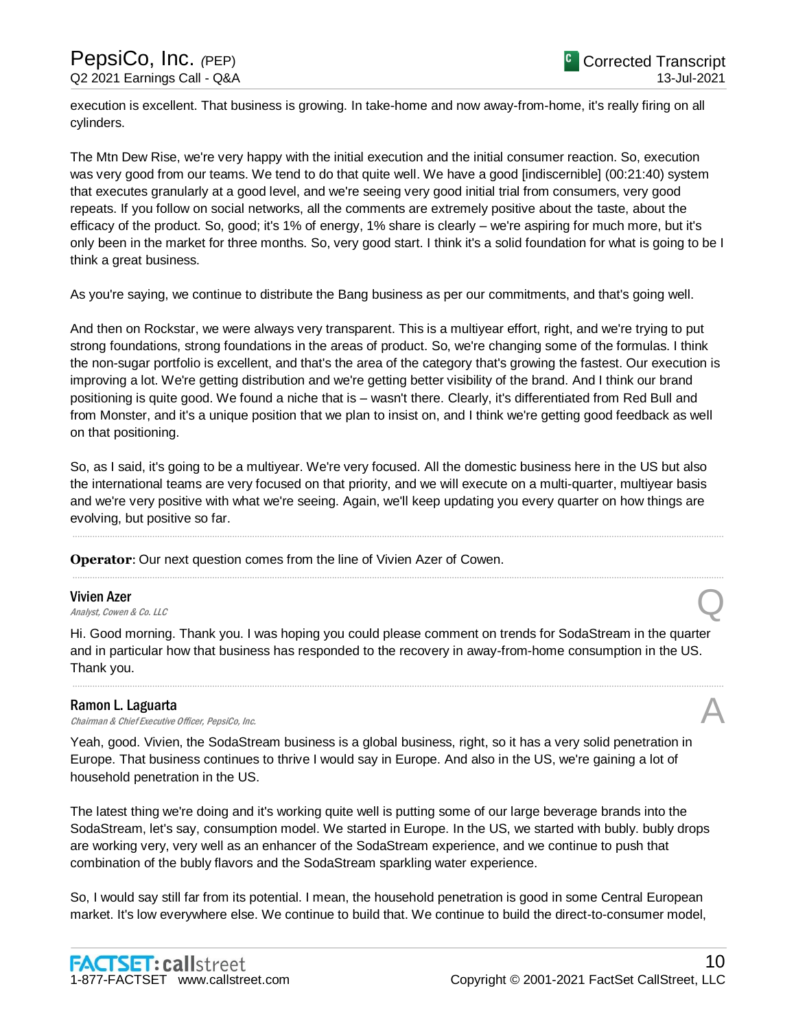execution is excellent. That business is growing. In take-home and now away-from-home, it's really firing on all cylinders.

The Mtn Dew Rise, we're very happy with the initial execution and the initial consumer reaction. So, execution was very good from our teams. We tend to do that quite well. We have a good [indiscernible] (00:21:40) system that executes granularly at a good level, and we're seeing very good initial trial from consumers, very good repeats. If you follow on social networks, all the comments are extremely positive about the taste, about the efficacy of the product. So, good; it's 1% of energy, 1% share is clearly – we're aspiring for much more, but it's only been in the market for three months. So, very good start. I think it's a solid foundation for what is going to be I think a great business.

As you're saying, we continue to distribute the Bang business as per our commitments, and that's going well.

And then on Rockstar, we were always very transparent. This is a multiyear effort, right, and we're trying to put strong foundations, strong foundations in the areas of product. So, we're changing some of the formulas. I think the non-sugar portfolio is excellent, and that's the area of the category that's growing the fastest. Our execution is improving a lot. We're getting distribution and we're getting better visibility of the brand. And I think our brand positioning is quite good. We found a niche that is – wasn't there. Clearly, it's differentiated from Red Bull and from Monster, and it's a unique position that we plan to insist on, and I think we're getting good feedback as well on that positioning.

So, as I said, it's going to be a multiyear. We're very focused. All the domestic business here in the US but also the international teams are very focused on that priority, and we will execute on a multi-quarter, multiyear basis and we're very positive with what we're seeing. Again, we'll keep updating you every quarter on how things are evolving, but positive so far.

---

**Operator**: Our next question comes from the line of Vivien Azer of Cowen.

---

**Vivien Azer**
*Analyst, Cowen & Co. LLC* — Q

Hi. Good morning. Thank you. I was hoping you could please comment on trends for SodaStream in the quarter and in particular how that business has responded to the recovery in away-from-home consumption in the US. Thank you.

---

**Ramon L. Laguarta**
*Chairman & Chief Executive Officer, PepsiCo, Inc.* — A

Yeah, good. Vivien, the SodaStream business is a global business, right, so it has a very solid penetration in Europe. That business continues to thrive I would say in Europe. And also in the US, we're gaining a lot of household penetration in the US.

The latest thing we're doing and it's working quite well is putting some of our large beverage brands into the SodaStream, let's say, consumption model. We started in Europe. In the US, we started with bubly. bubly drops are working very, very well as an enhancer of the SodaStream experience, and we continue to push that combination of the bubly flavors and the SodaStream sparkling water experience.

So, I would say still far from its potential. I mean, the household penetration is good in some Central European market. It's low everywhere else. We continue to build that. We continue to build the direct-to-consumer model,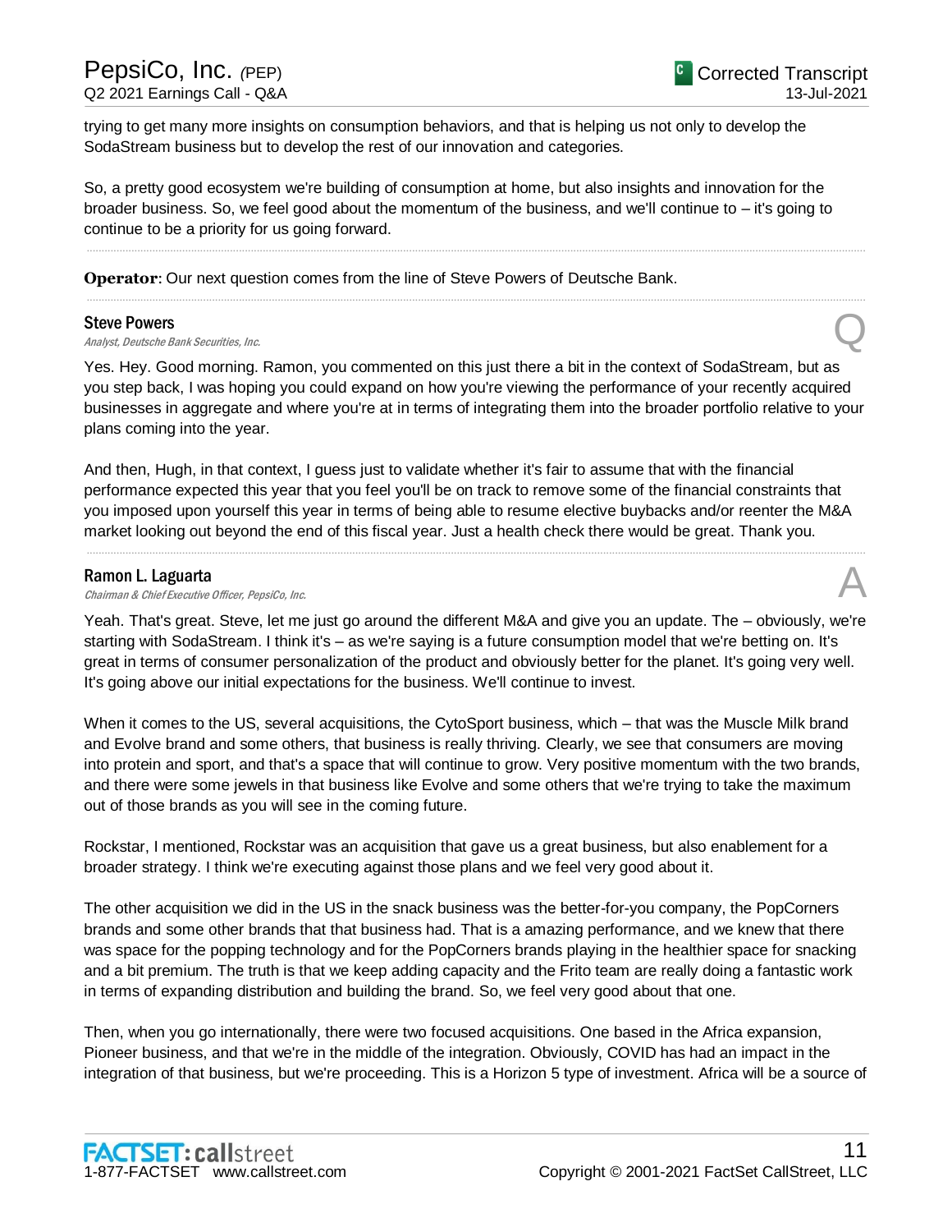trying to get many more insights on consumption behaviors, and that is helping us not only to develop the SodaStream business but to develop the rest of our innovation and categories.

So, a pretty good ecosystem we're building of consumption at home, but also insights and innovation for the broader business. So, we feel good about the momentum of the business, and we'll continue to – it's going to continue to be a priority for us going forward.

---

**Operator**: Our next question comes from the line of Steve Powers of Deutsche Bank.

---

**Steve Powers**
*Analyst, Deutsche Bank Securities, Inc.* **Q**

Yes. Hey. Good morning. Ramon, you commented on this just there a bit in the context of SodaStream, but as you step back, I was hoping you could expand on how you're viewing the performance of your recently acquired businesses in aggregate and where you're at in terms of integrating them into the broader portfolio relative to your plans coming into the year.

And then, Hugh, in that context, I guess just to validate whether it's fair to assume that with the financial performance expected this year that you feel you'll be on track to remove some of the financial constraints that you imposed upon yourself this year in terms of being able to resume elective buybacks and/or reenter the M&A market looking out beyond the end of this fiscal year. Just a health check there would be great. Thank you.

---

**Ramon L. Laguarta**
*Chairman & Chief Executive Officer, PepsiCo, Inc.* **A**

Yeah. That's great. Steve, let me just go around the different M&A and give you an update. The – obviously, we're starting with SodaStream. I think it's – as we're saying is a future consumption model that we're betting on. It's great in terms of consumer personalization of the product and obviously better for the planet. It's going very well. It's going above our initial expectations for the business. We'll continue to invest.

When it comes to the US, several acquisitions, the CytoSport business, which – that was the Muscle Milk brand and Evolve brand and some others, that business is really thriving. Clearly, we see that consumers are moving into protein and sport, and that's a space that will continue to grow. Very positive momentum with the two brands, and there were some jewels in that business like Evolve and some others that we're trying to take the maximum out of those brands as you will see in the coming future.

Rockstar, I mentioned, Rockstar was an acquisition that gave us a great business, but also enablement for a broader strategy. I think we're executing against those plans and we feel very good about it.

The other acquisition we did in the US in the snack business was the better-for-you company, the PopCorners brands and some other brands that that business had. That is a amazing performance, and we knew that there was space for the popping technology and for the PopCorners brands playing in the healthier space for snacking and a bit premium. The truth is that we keep adding capacity and the Frito team are really doing a fantastic work in terms of expanding distribution and building the brand. So, we feel very good about that one.

Then, when you go internationally, there were two focused acquisitions. One based in the Africa expansion, Pioneer business, and that we're in the middle of the integration. Obviously, COVID has had an impact in the integration of that business, but we're proceeding. This is a Horizon 5 type of investment. Africa will be a source of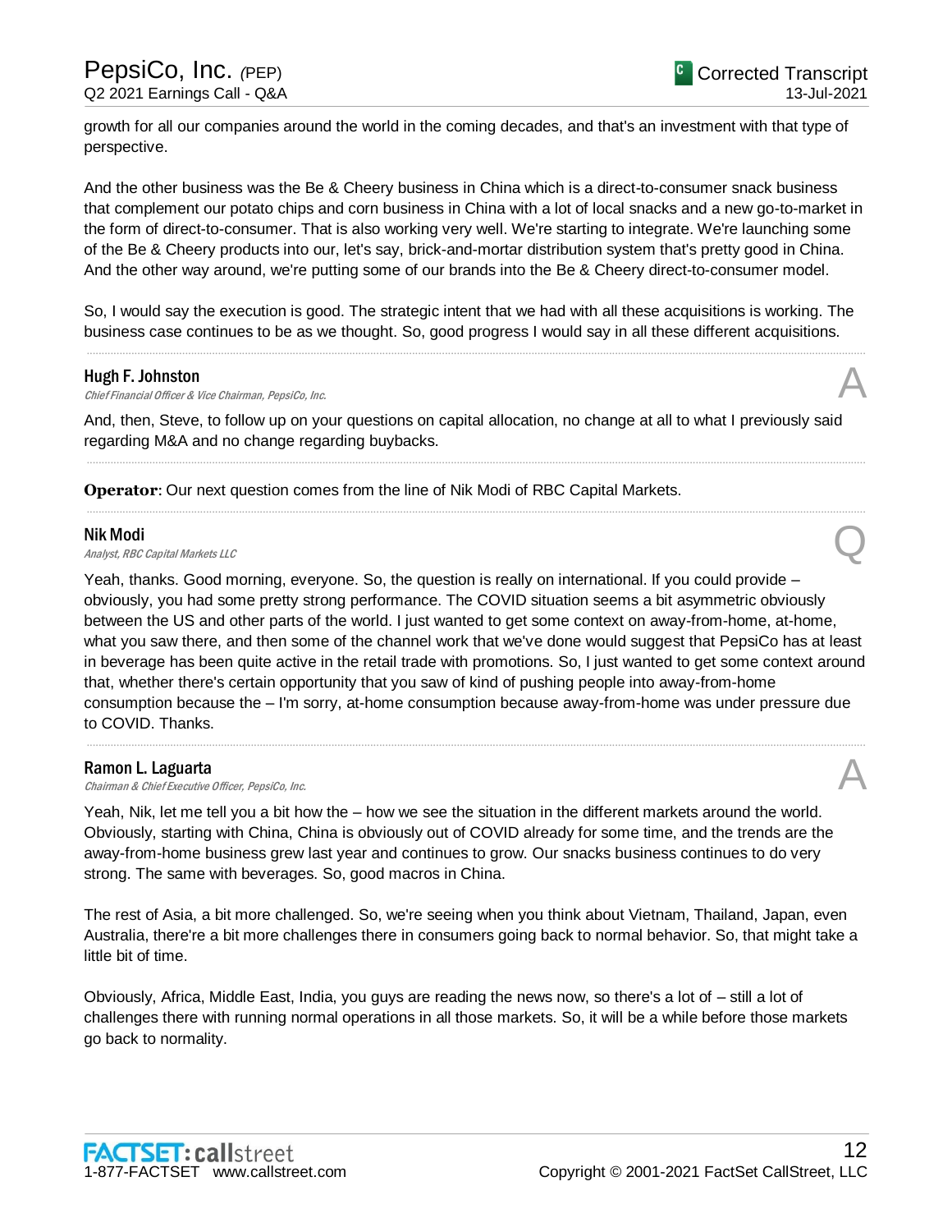growth for all our companies around the world in the coming decades, and that's an investment with that type of perspective.

And the other business was the Be & Cheery business in China which is a direct-to-consumer snack business that complement our potato chips and corn business in China with a lot of local snacks and a new go-to-market in the form of direct-to-consumer. That is also working very well. We're starting to integrate. We're launching some of the Be & Cheery products into our, let's say, brick-and-mortar distribution system that's pretty good in China. And the other way around, we're putting some of our brands into the Be & Cheery direct-to-consumer model.

So, I would say the execution is good. The strategic intent that we had with all these acquisitions is working. The business case continues to be as we thought. So, good progress I would say in all these different acquisitions.

---

**Hugh F. Johnston**
*Chief Financial Officer & Vice Chairman, PepsiCo, Inc.* **A**

And, then, Steve, to follow up on your questions on capital allocation, no change at all to what I previously said regarding M&A and no change regarding buybacks.

---

**Operator**: Our next question comes from the line of Nik Modi of RBC Capital Markets.

---

**Nik Modi**
*Analyst, RBC Capital Markets LLC* **Q**

Yeah, thanks. Good morning, everyone. So, the question is really on international. If you could provide – obviously, you had some pretty strong performance. The COVID situation seems a bit asymmetric obviously between the US and other parts of the world. I just wanted to get some context on away-from-home, at-home, what you saw there, and then some of the channel work that we've done would suggest that PepsiCo has at least in beverage has been quite active in the retail trade with promotions. So, I just wanted to get some context around that, whether there's certain opportunity that you saw of kind of pushing people into away-from-home consumption because the – I'm sorry, at-home consumption because away-from-home was under pressure due to COVID. Thanks.

---

**Ramon L. Laguarta**
*Chairman & Chief Executive Officer, PepsiCo, Inc.* **A**

Yeah, Nik, let me tell you a bit how the – how we see the situation in the different markets around the world. Obviously, starting with China, China is obviously out of COVID already for some time, and the trends are the away-from-home business grew last year and continues to grow. Our snacks business continues to do very strong. The same with beverages. So, good macros in China.

The rest of Asia, a bit more challenged. So, we're seeing when you think about Vietnam, Thailand, Japan, even Australia, there're a bit more challenges there in consumers going back to normal behavior. So, that might take a little bit of time.

Obviously, Africa, Middle East, India, you guys are reading the news now, so there's a lot of – still a lot of challenges there with running normal operations in all those markets. So, it will be a while before those markets go back to normality.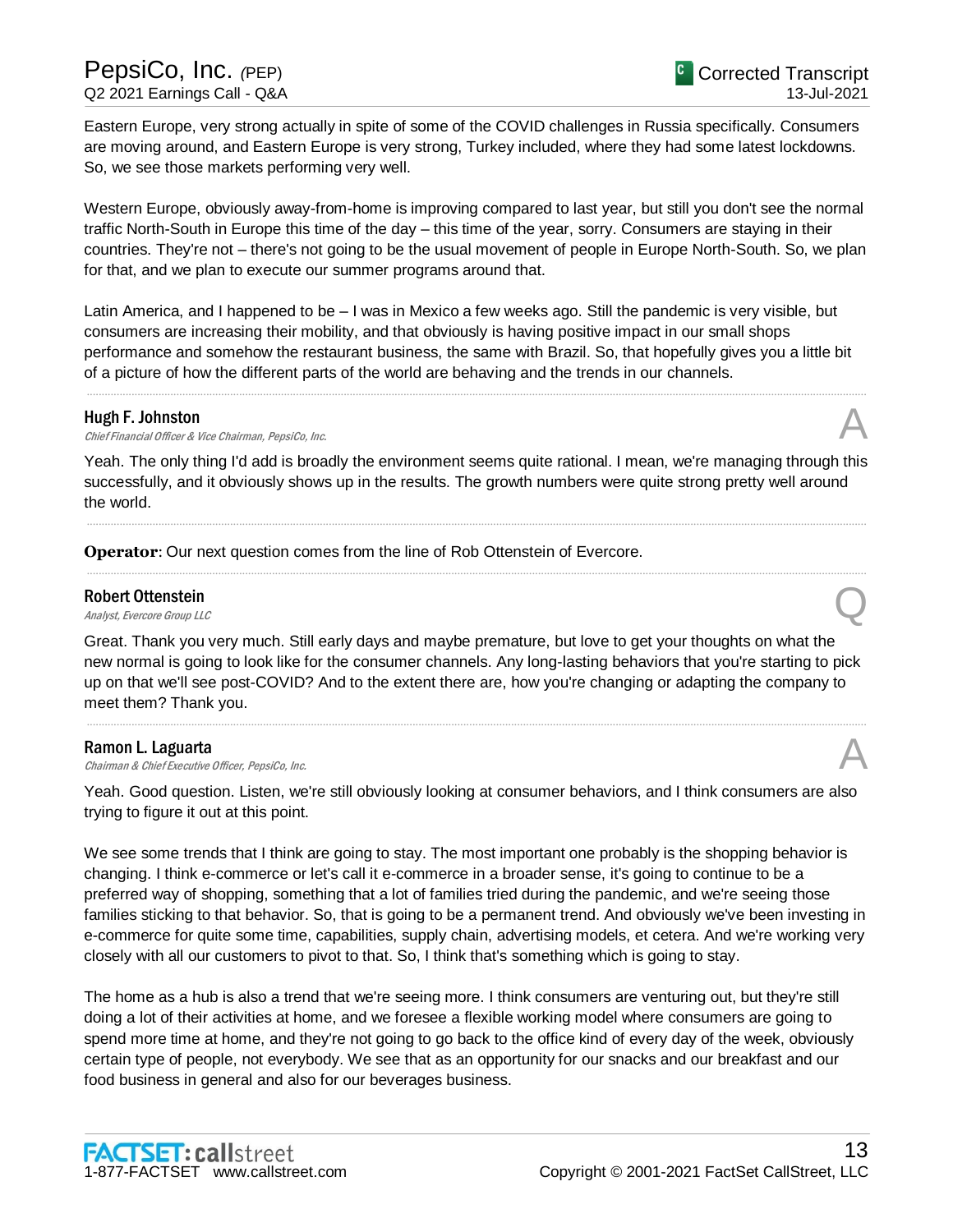Eastern Europe, very strong actually in spite of some of the COVID challenges in Russia specifically. Consumers are moving around, and Eastern Europe is very strong, Turkey included, where they had some latest lockdowns. So, we see those markets performing very well.

Western Europe, obviously away-from-home is improving compared to last year, but still you don't see the normal traffic North-South in Europe this time of the day – this time of the year, sorry. Consumers are staying in their countries. They're not – there's not going to be the usual movement of people in Europe North-South. So, we plan for that, and we plan to execute our summer programs around that.

Latin America, and I happened to be – I was in Mexico a few weeks ago. Still the pandemic is very visible, but consumers are increasing their mobility, and that obviously is having positive impact in our small shops performance and somehow the restaurant business, the same with Brazil. So, that hopefully gives you a little bit of a picture of how the different parts of the world are behaving and the trends in our channels.

---

**Hugh F. Johnston**
*Chief Financial Officer & Vice Chairman, PepsiCo, Inc.*

A

Yeah. The only thing I'd add is broadly the environment seems quite rational. I mean, we're managing through this successfully, and it obviously shows up in the results. The growth numbers were quite strong pretty well around the world.

---

**Operator**: Our next question comes from the line of Rob Ottenstein of Evercore.

---

**Robert Ottenstein**
*Analyst, Evercore Group LLC*

Q

Great. Thank you very much. Still early days and maybe premature, but love to get your thoughts on what the new normal is going to look like for the consumer channels. Any long-lasting behaviors that you're starting to pick up on that we'll see post-COVID? And to the extent there are, how you're changing or adapting the company to meet them? Thank you.

---

**Ramon L. Laguarta**
*Chairman & Chief Executive Officer, PepsiCo, Inc.*

A

Yeah. Good question. Listen, we're still obviously looking at consumer behaviors, and I think consumers are also trying to figure it out at this point.

We see some trends that I think are going to stay. The most important one probably is the shopping behavior is changing. I think e-commerce or let's call it e-commerce in a broader sense, it's going to continue to be a preferred way of shopping, something that a lot of families tried during the pandemic, and we're seeing those families sticking to that behavior. So, that is going to be a permanent trend. And obviously we've been investing in e-commerce for quite some time, capabilities, supply chain, advertising models, et cetera. And we're working very closely with all our customers to pivot to that. So, I think that's something which is going to stay.

The home as a hub is also a trend that we're seeing more. I think consumers are venturing out, but they're still doing a lot of their activities at home, and we foresee a flexible working model where consumers are going to spend more time at home, and they're not going to go back to the office kind of every day of the week, obviously certain type of people, not everybody. We see that as an opportunity for our snacks and our breakfast and our food business in general and also for our beverages business.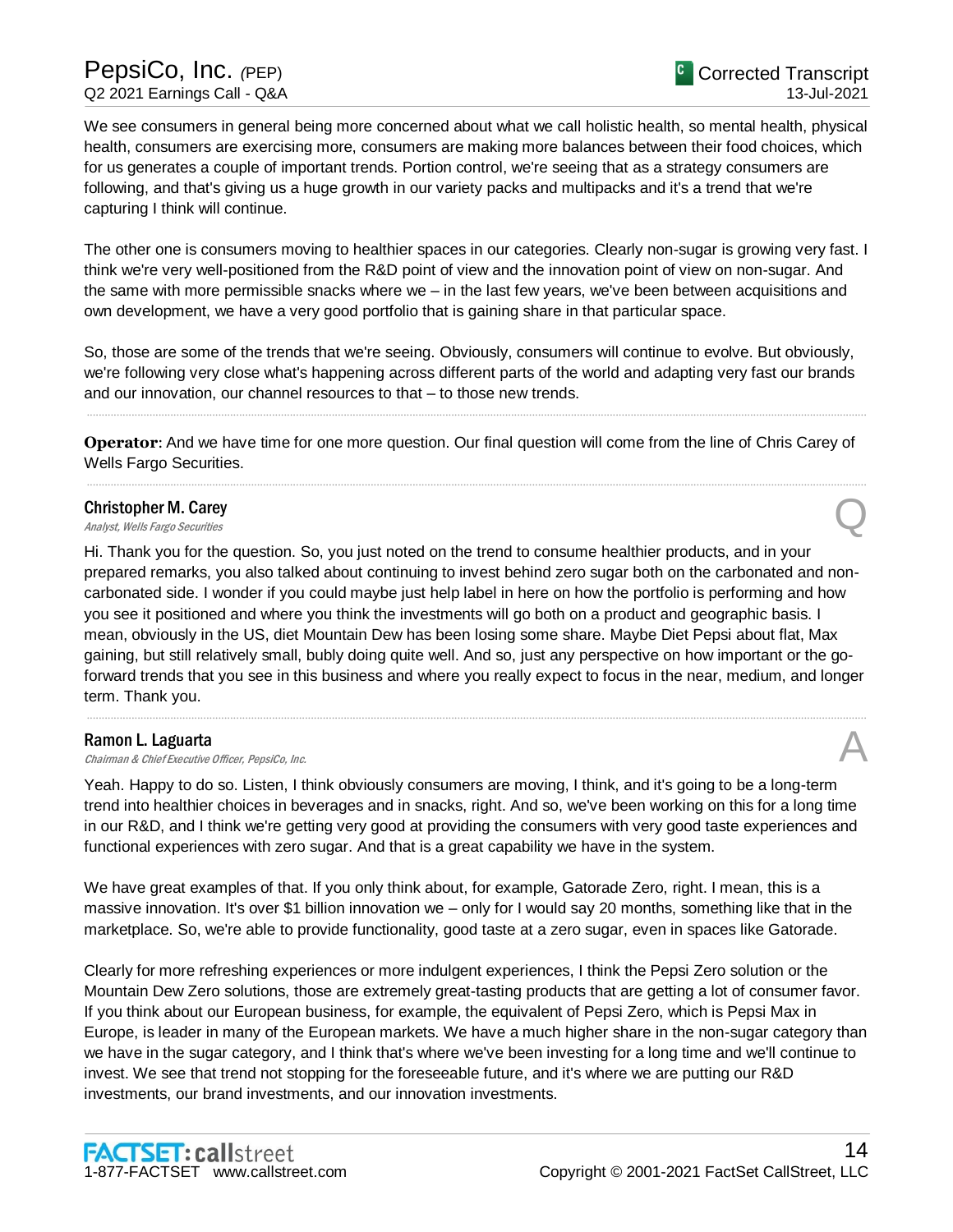We see consumers in general being more concerned about what we call holistic health, so mental health, physical health, consumers are exercising more, consumers are making more balances between their food choices, which for us generates a couple of important trends. Portion control, we're seeing that as a strategy consumers are following, and that's giving us a huge growth in our variety packs and multipacks and it's a trend that we're capturing I think will continue.

The other one is consumers moving to healthier spaces in our categories. Clearly non-sugar is growing very fast. I think we're very well-positioned from the R&D point of view and the innovation point of view on non-sugar. And the same with more permissible snacks where we – in the last few years, we've been between acquisitions and own development, we have a very good portfolio that is gaining share in that particular space.

So, those are some of the trends that we're seeing. Obviously, consumers will continue to evolve. But obviously, we're following very close what's happening across different parts of the world and adapting very fast our brands and our innovation, our channel resources to that – to those new trends.

---

**Operator**: And we have time for one more question. Our final question will come from the line of Chris Carey of Wells Fargo Securities.

---

**Christopher M. Carey**
*Analyst, Wells Fargo Securities* — Q

Hi. Thank you for the question. So, you just noted on the trend to consume healthier products, and in your prepared remarks, you also talked about continuing to invest behind zero sugar both on the carbonated and non-carbonated side. I wonder if you could maybe just help label in here on how the portfolio is performing and how you see it positioned and where you think the investments will go both on a product and geographic basis. I mean, obviously in the US, diet Mountain Dew has been losing some share. Maybe Diet Pepsi about flat, Max gaining, but still relatively small, bubly doing quite well. And so, just any perspective on how important or the go-forward trends that you see in this business and where you really expect to focus in the near, medium, and longer term. Thank you.

---

**Ramon L. Laguarta**
*Chairman & Chief Executive Officer, PepsiCo, Inc.* — A

Yeah. Happy to do so. Listen, I think obviously consumers are moving, I think, and it's going to be a long-term trend into healthier choices in beverages and in snacks, right. And so, we've been working on this for a long time in our R&D, and I think we're getting very good at providing the consumers with very good taste experiences and functional experiences with zero sugar. And that is a great capability we have in the system.

We have great examples of that. If you only think about, for example, Gatorade Zero, right. I mean, this is a massive innovation. It's over $1 billion innovation we – only for I would say 20 months, something like that in the marketplace. So, we're able to provide functionality, good taste at a zero sugar, even in spaces like Gatorade.

Clearly for more refreshing experiences or more indulgent experiences, I think the Pepsi Zero solution or the Mountain Dew Zero solutions, those are extremely great-tasting products that are getting a lot of consumer favor. If you think about our European business, for example, the equivalent of Pepsi Zero, which is Pepsi Max in Europe, is leader in many of the European markets. We have a much higher share in the non-sugar category than we have in the sugar category, and I think that's where we've been investing for a long time and we'll continue to invest. We see that trend not stopping for the foreseeable future, and it's where we are putting our R&D investments, our brand investments, and our innovation investments.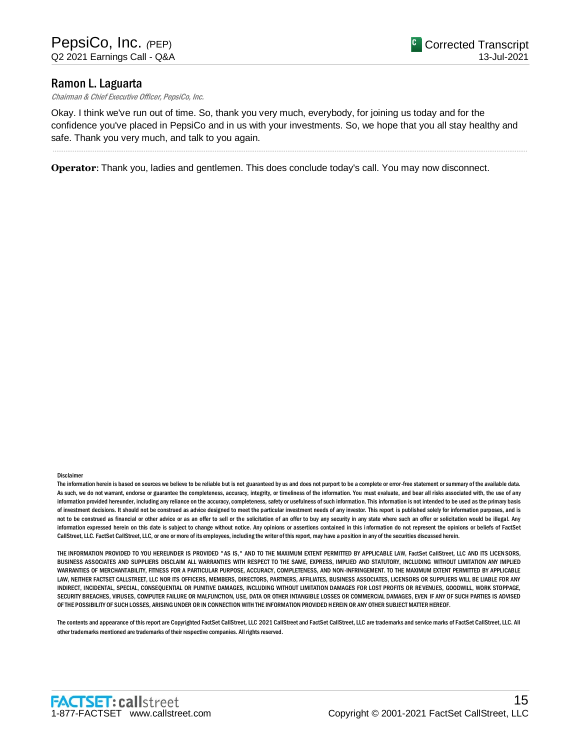## Ramon L. Laguarta

*Chairman & Chief Executive Officer, PepsiCo, Inc.*

Okay. I think we've run out of time. So, thank you very much, everybody, for joining us today and for the confidence you've placed in PepsiCo and in us with your investments. So, we hope that you all stay healthy and safe. Thank you very much, and talk to you again.

**Operator**: Thank you, ladies and gentlemen. This does conclude today's call. You may now disconnect.

Disclaimer

The information herein is based on sources we believe to be reliable but is not guaranteed by us and does not purport to be a complete or error-free statement or summary of the available data. As such, we do not warrant, endorse or guarantee the completeness, accuracy, integrity, or timeliness of the information. You must evaluate, and bear all risks associated with, the use of any information provided hereunder, including any reliance on the accuracy, completeness, safety or usefulness of such information. This information is not intended to be used as the primary basis of investment decisions. It should not be construed as advice designed to meet the particular investment needs of any investor. This report is published solely for information purposes, and is not to be construed as financial or other advice or as an offer to sell or the solicitation of an offer to buy any security in any state where such an offer or solicitation would be illegal. Any information expressed herein on this date is subject to change without notice. Any opinions or assertions contained in this information do not represent the opinions or beliefs of FactSet CallStreet, LLC. FactSet CallStreet, LLC, or one or more of its employees, including the writer of this report, may have a position in any of the securities discussed herein.

THE INFORMATION PROVIDED TO YOU HEREUNDER IS PROVIDED "AS IS," AND TO THE MAXIMUM EXTENT PERMITTED BY APPLICABLE LAW, FactSet CallStreet, LLC AND ITS LICENSORS, BUSINESS ASSOCIATES AND SUPPLIERS DISCLAIM ALL WARRANTIES WITH RESPECT TO THE SAME, EXPRESS, IMPLIED AND STATUTORY, INCLUDING WITHOUT LIMITATION ANY IMPLIED WARRANTIES OF MERCHANTABILITY, FITNESS FOR A PARTICULAR PURPOSE, ACCURACY, COMPLETENESS, AND NON-INFRINGEMENT. TO THE MAXIMUM EXTENT PERMITTED BY APPLICABLE LAW, NEITHER FACTSET CALLSTREET, LLC NOR ITS OFFICERS, MEMBERS, DIRECTORS, PARTNERS, AFFILIATES, BUSINESS ASSOCIATES, LICENSORS OR SUPPLIERS WILL BE LIABLE FOR ANY INDIRECT, INCIDENTAL, SPECIAL, CONSEQUENTIAL OR PUNITIVE DAMAGES, INCLUDING WITHOUT LIMITATION DAMAGES FOR LOST PROFITS OR REVENUES, GOODWILL, WORK STOPPAGE, SECURITY BREACHES, VIRUSES, COMPUTER FAILURE OR MALFUNCTION, USE, DATA OR OTHER INTANGIBLE LOSSES OR COMMERCIAL DAMAGES, EVEN IF ANY OF SUCH PARTIES IS ADVISED OF THE POSSIBILITY OF SUCH LOSSES, ARISING UNDER OR IN CONNECTION WITH THE INFORMATION PROVIDED HEREIN OR ANY OTHER SUBJECT MATTER HEREOF.

The contents and appearance of this report are Copyrighted FactSet CallStreet, LLC 2021 CallStreet and FactSet CallStreet, LLC are trademarks and service marks of FactSet CallStreet, LLC. All other trademarks mentioned are trademarks of their respective companies. All rights reserved.